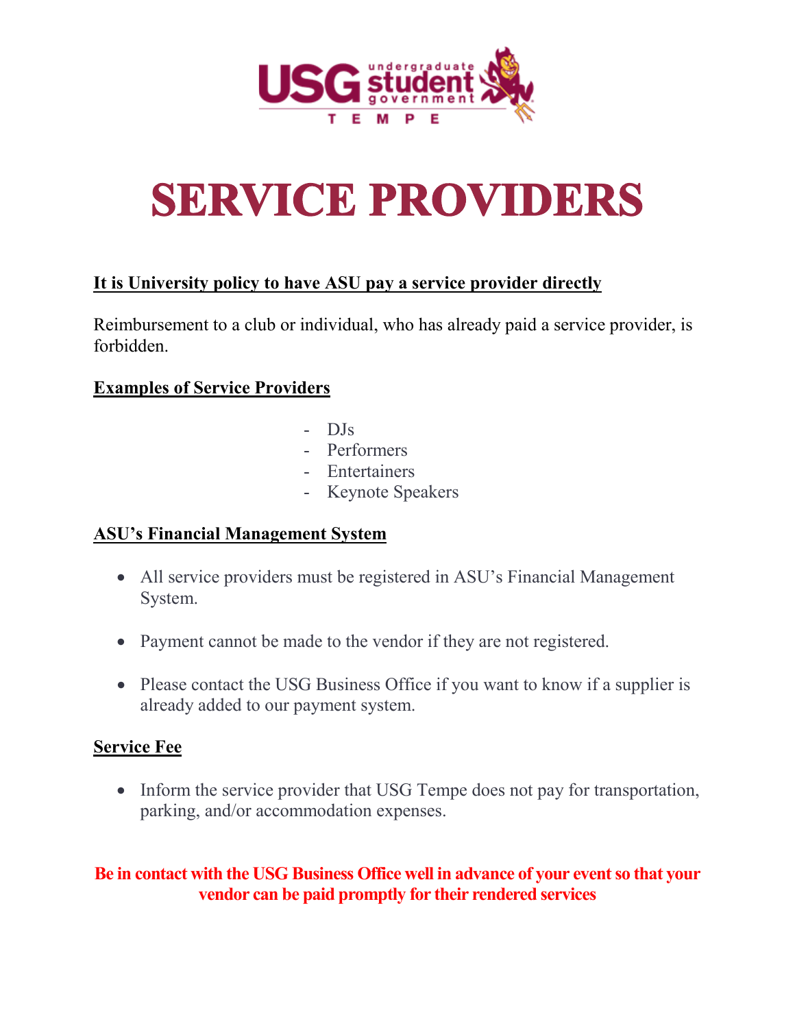# SERVICE PROVIDERS

**It is University policy to have ASU pay a service provider directly**

Reimbursement to a club or individual, who has already paid a service provider, is forbidden.

**Examples of Service Providers**

- DJs
- Performers
- Entertainers
- Keynote Speakers

**ASU's Financial Management System**

- All service providers must be registered in ASU's Financial Management System.
- Payment cannot be made to the vendor if they are not registered.
- Please contact the USG Business Office if you want to know if a supplier is already added to our payment system.

**Service Fee**

- Inform the service provider that USG Tempe does not pay for transportation, parking, and/or accommodation expenses.

**Be in contact with the USG Business Office well in advance of your event so that your vendor can be paid promptly for their rendered services**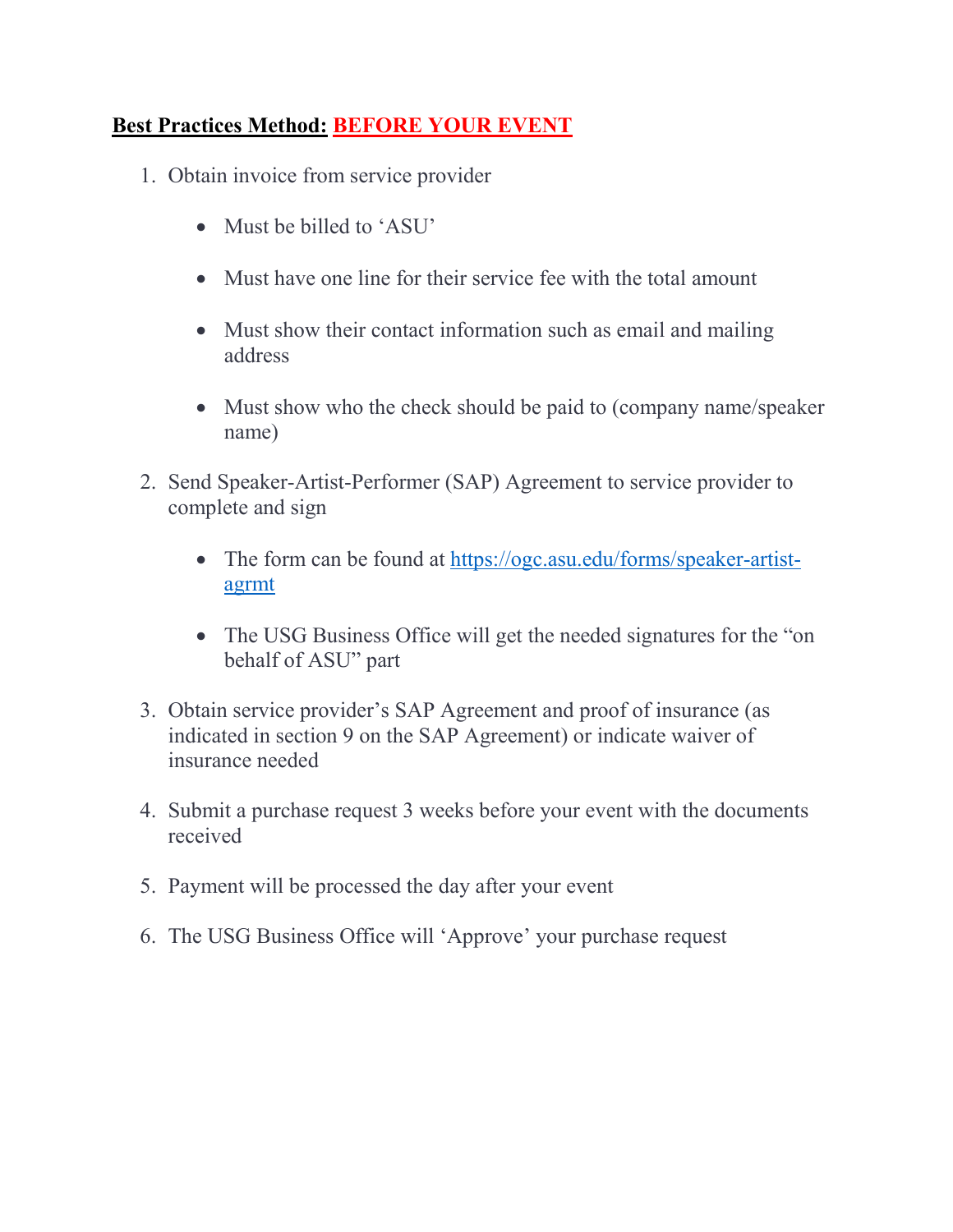**Best Practices Method: BEFORE YOUR EVENT**

1. Obtain invoice from service provider
   - Must be billed to 'ASU'
   - Must have one line for their service fee with the total amount
   - Must show their contact information such as email and mailing address
   - Must show who the check should be paid to (company name/speaker name)
2. Send Speaker-Artist-Performer (SAP) Agreement to service provider to complete and sign
   - The form can be found at [https://ogc.asu.edu/forms/speaker-artist-agrmt](https://ogc.asu.edu/forms/speaker-artist-agrmt)
   - The USG Business Office will get the needed signatures for the "on behalf of ASU" part
3. Obtain service provider's SAP Agreement and proof of insurance (as indicated in section 9 on the SAP Agreement) or indicate waiver of insurance needed
4. Submit a purchase request 3 weeks before your event with the documents received
5. Payment will be processed the day after your event
6. The USG Business Office will 'Approve' your purchase request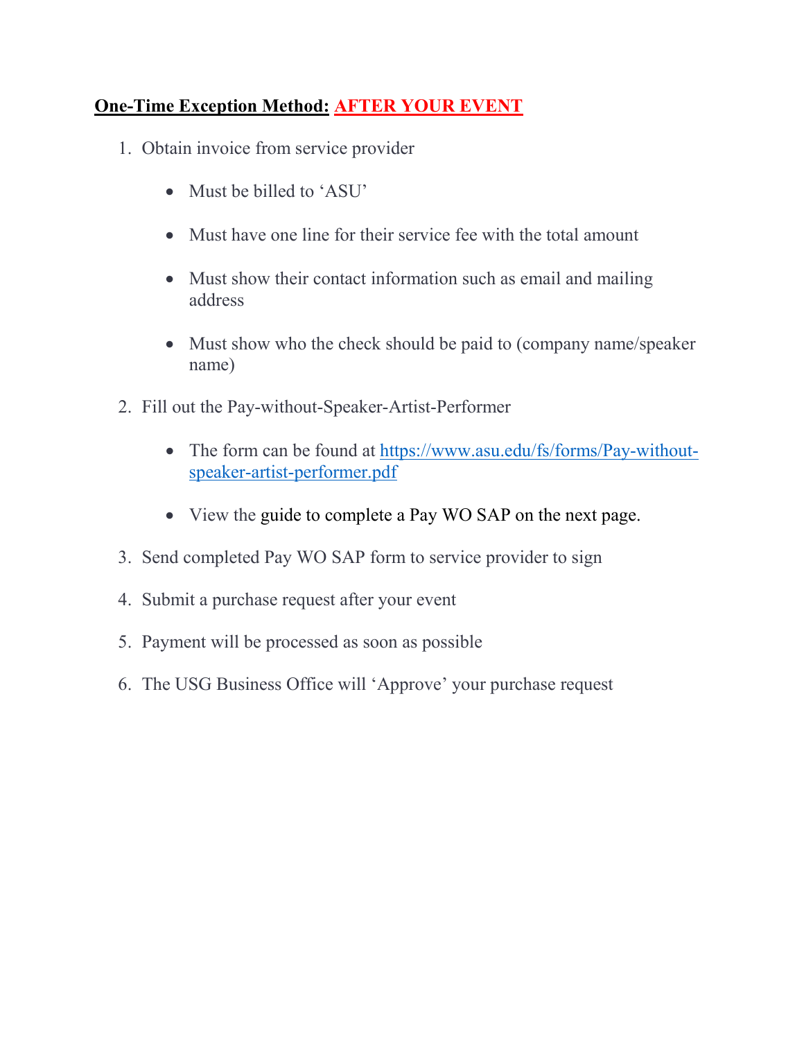**One-Time Exception Method:** **AFTER YOUR EVENT**

1. Obtain invoice from service provider

   - Must be billed to 'ASU'
   - Must have one line for their service fee with the total amount
   - Must show their contact information such as email and mailing address
   - Must show who the check should be paid to (company name/speaker name)

2. Fill out the Pay-without-Speaker-Artist-Performer

   - The form can be found at [https://www.asu.edu/fs/forms/Pay-without-speaker-artist-performer.pdf](https://www.asu.edu/fs/forms/Pay-without-speaker-artist-performer.pdf)
   - View the guide to complete a Pay WO SAP on the next page.

3. Send completed Pay WO SAP form to service provider to sign

4. Submit a purchase request after your event

5. Payment will be processed as soon as possible

6. The USG Business Office will 'Approve' your purchase request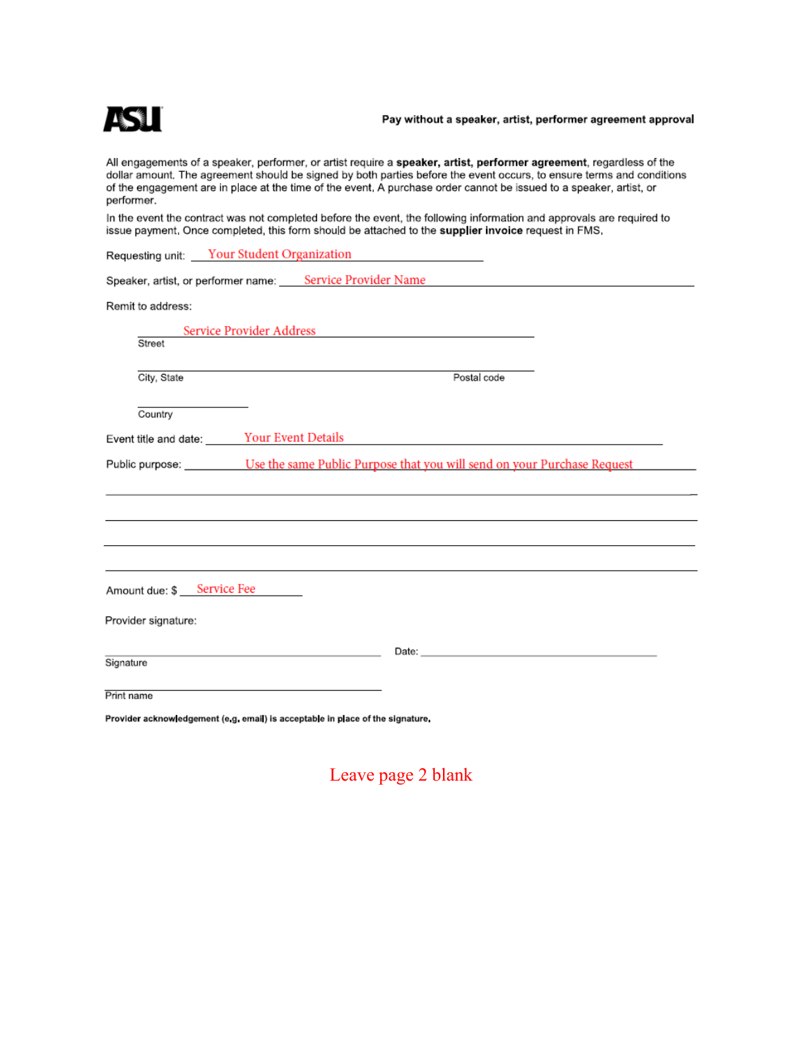**ASU**

**Pay without a speaker, artist, performer agreement approval**

All engagements of a speaker, performer, or artist require a **speaker, artist, performer agreement**, regardless of the dollar amount. The agreement should be signed by both parties before the event occurs, to ensure terms and conditions of the engagement are in place at the time of the event. A purchase order cannot be issued to a speaker, artist, or performer.

In the event the contract was not completed before the event, the following information and approvals are required to issue payment. Once completed, this form should be attached to the **supplier invoice** request in FMS.

Requesting unit: Your Student Organization

Speaker, artist, or performer name: Service Provider Name

Remit to address:

Service Provider Address
Street

City, State ______ Postal code ______

Country ______

Event title and date: Your Event Details

Public purpose: Use the same Public Purpose that you will send on your Purchase Request

Amount due: $ Service Fee

Provider signature:

______ Date: ______
Signature

______
Print name

**Provider acknowledgement (e.g. email) is acceptable in place of the signature.**

Leave page 2 blank